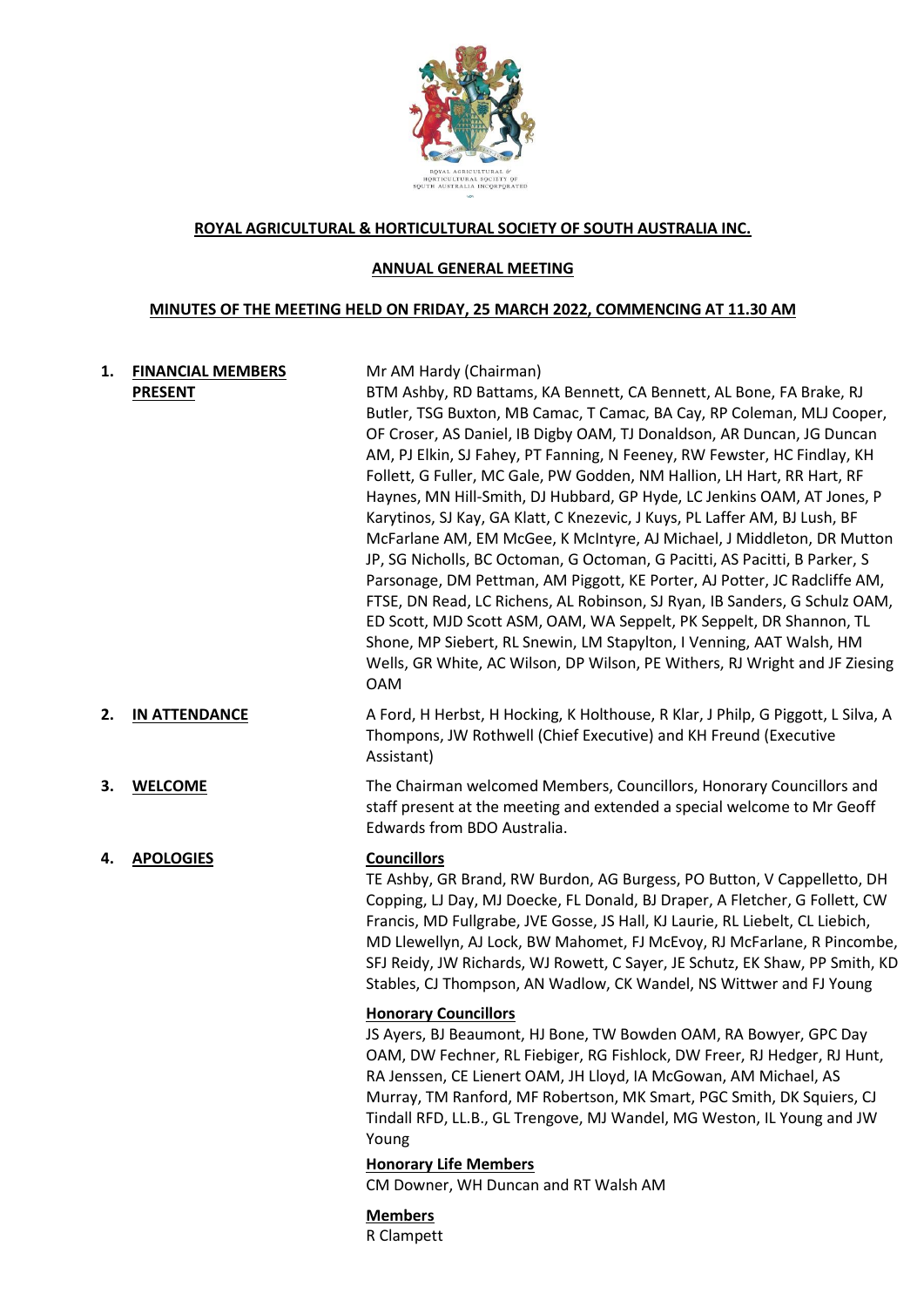**ROYAL AGRICULTURAL & HORTICULTURAL SOCIETY OF SOUTH AUSTRALIA INC.**

**ANNUAL GENERAL MEETING**

**MINUTES OF THE MEETING HELD ON FRIDAY, 25 MARCH 2022, COMMENCING AT 11.30 AM**

**1. FINANCIAL MEMBERS PRESENT**

Mr AM Hardy (Chairman)
BTM Ashby, RD Battams, KA Bennett, CA Bennett, AL Bone, FA Brake, RJ Butler, TSG Buxton, MB Camac, T Camac, BA Cay, RP Coleman, MLJ Cooper, OF Croser, AS Daniel, IB Digby OAM, TJ Donaldson, AR Duncan, JG Duncan AM, PJ Elkin, SJ Fahey, PT Fanning, N Feeney, RW Fewster, HC Findlay, KH Follett, G Fuller, MC Gale, PW Godden, NM Hallion, LH Hart, RR Hart, RF Haynes, MN Hill-Smith, DJ Hubbard, GP Hyde, LC Jenkins OAM, AT Jones, P Karytinos, SJ Kay, GA Klatt, C Knezevic, J Kuys, PL Laffer AM, BJ Lush, BF McFarlane AM, EM McGee, K McIntyre, AJ Michael, J Middleton, DR Mutton JP, SG Nicholls, BC Octoman, G Octoman, G Pacitti, AS Pacitti, B Parker, S Parsonage, DM Pettman, AM Piggott, KE Porter, AJ Potter, JC Radcliffe AM, FTSE, DN Read, LC Richens, AL Robinson, SJ Ryan, IB Sanders, G Schulz OAM, ED Scott, MJD Scott ASM, OAM, WA Seppelt, PK Seppelt, DR Shannon, TL Shone, MP Siebert, RL Snewin, LM Stapylton, I Venning, AAT Walsh, HM Wells, GR White, AC Wilson, DP Wilson, PE Withers, RJ Wright and JF Ziesing OAM

**2. IN ATTENDANCE**

A Ford, H Herbst, H Hocking, K Holthouse, R Klar, J Philp, G Piggott, L Silva, A Thompons, JW Rothwell (Chief Executive) and KH Freund (Executive Assistant)

**3. WELCOME**

The Chairman welcomed Members, Councillors, Honorary Councillors and staff present at the meeting and extended a special welcome to Mr Geoff Edwards from BDO Australia.

**4. APOLOGIES**

**Councillors**
TE Ashby, GR Brand, RW Burdon, AG Burgess, PO Button, V Cappelletto, DH Copping, LJ Day, MJ Doecke, FL Donald, BJ Draper, A Fletcher, G Follett, CW Francis, MD Fullgrabe, JVE Gosse, JS Hall, KJ Laurie, RL Liebelt, CL Liebich, MD Llewellyn, AJ Lock, BW Mahomet, FJ McEvoy, RJ McFarlane, R Pincombe, SFJ Reidy, JW Richards, WJ Rowett, C Sayer, JE Schutz, EK Shaw, PP Smith, KD Stables, CJ Thompson, AN Wadlow, CK Wandel, NS Wittwer and FJ Young

**Honorary Councillors**
JS Ayers, BJ Beaumont, HJ Bone, TW Bowden OAM, RA Bowyer, GPC Day OAM, DW Fechner, RL Fiebiger, RG Fishlock, DW Freer, RJ Hedger, RJ Hunt, RA Jenssen, CE Lienert OAM, JH Lloyd, IA McGowan, AM Michael, AS Murray, TM Ranford, MF Robertson, MK Smart, PGC Smith, DK Squiers, CJ Tindall RFD, LL.B., GL Trengove, MJ Wandel, MG Weston, IL Young and JW Young

**Honorary Life Members**
CM Downer, WH Duncan and RT Walsh AM

**Members**
R Clampett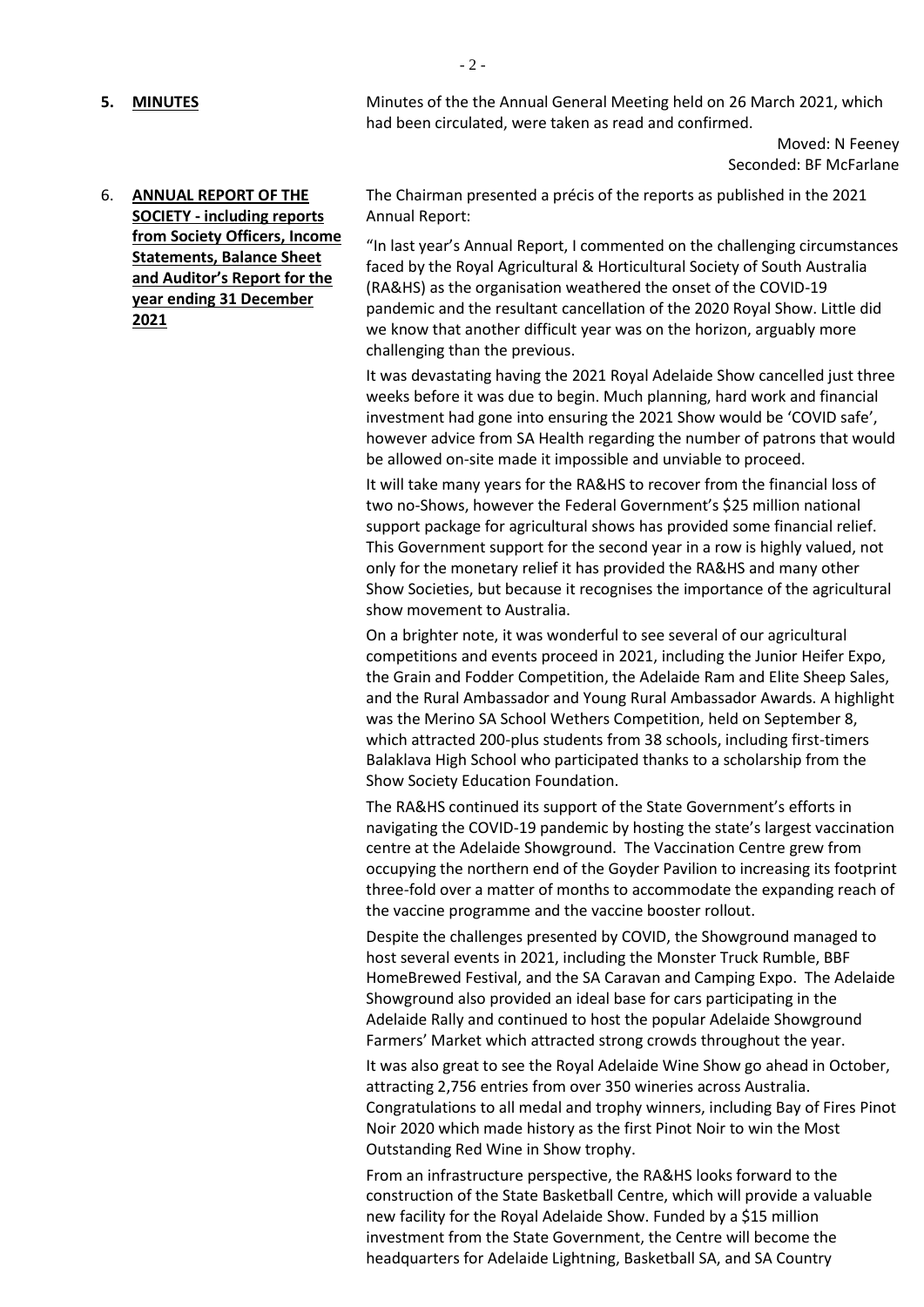**5. MINUTES**

Minutes of the the Annual General Meeting held on 26 March 2021, which had been circulated, were taken as read and confirmed.

Moved: N Feeney
Seconded: BF McFarlane

**6. ANNUAL REPORT OF THE SOCIETY - including reports from Society Officers, Income Statements, Balance Sheet and Auditor's Report for the year ending 31 December 2021**

The Chairman presented a précis of the reports as published in the 2021 Annual Report:

"In last year's Annual Report, I commented on the challenging circumstances faced by the Royal Agricultural & Horticultural Society of South Australia (RA&HS) as the organisation weathered the onset of the COVID-19 pandemic and the resultant cancellation of the 2020 Royal Show. Little did we know that another difficult year was on the horizon, arguably more challenging than the previous.

It was devastating having the 2021 Royal Adelaide Show cancelled just three weeks before it was due to begin. Much planning, hard work and financial investment had gone into ensuring the 2021 Show would be 'COVID safe', however advice from SA Health regarding the number of patrons that would be allowed on-site made it impossible and unviable to proceed.

It will take many years for the RA&HS to recover from the financial loss of two no-Shows, however the Federal Government's $25 million national support package for agricultural shows has provided some financial relief. This Government support for the second year in a row is highly valued, not only for the monetary relief it has provided the RA&HS and many other Show Societies, but because it recognises the importance of the agricultural show movement to Australia.

On a brighter note, it was wonderful to see several of our agricultural competitions and events proceed in 2021, including the Junior Heifer Expo, the Grain and Fodder Competition, the Adelaide Ram and Elite Sheep Sales, and the Rural Ambassador and Young Rural Ambassador Awards. A highlight was the Merino SA School Wethers Competition, held on September 8, which attracted 200-plus students from 38 schools, including first-timers Balaklava High School who participated thanks to a scholarship from the Show Society Education Foundation.

The RA&HS continued its support of the State Government's efforts in navigating the COVID-19 pandemic by hosting the state's largest vaccination centre at the Adelaide Showground. The Vaccination Centre grew from occupying the northern end of the Goyder Pavilion to increasing its footprint three-fold over a matter of months to accommodate the expanding reach of the vaccine programme and the vaccine booster rollout.

Despite the challenges presented by COVID, the Showground managed to host several events in 2021, including the Monster Truck Rumble, BBF HomeBrewed Festival, and the SA Caravan and Camping Expo. The Adelaide Showground also provided an ideal base for cars participating in the Adelaide Rally and continued to host the popular Adelaide Showground Farmers' Market which attracted strong crowds throughout the year.

It was also great to see the Royal Adelaide Wine Show go ahead in October, attracting 2,756 entries from over 350 wineries across Australia. Congratulations to all medal and trophy winners, including Bay of Fires Pinot Noir 2020 which made history as the first Pinot Noir to win the Most Outstanding Red Wine in Show trophy.

From an infrastructure perspective, the RA&HS looks forward to the construction of the State Basketball Centre, which will provide a valuable new facility for the Royal Adelaide Show. Funded by a $15 million investment from the State Government, the Centre will become the headquarters for Adelaide Lightning, Basketball SA, and SA Country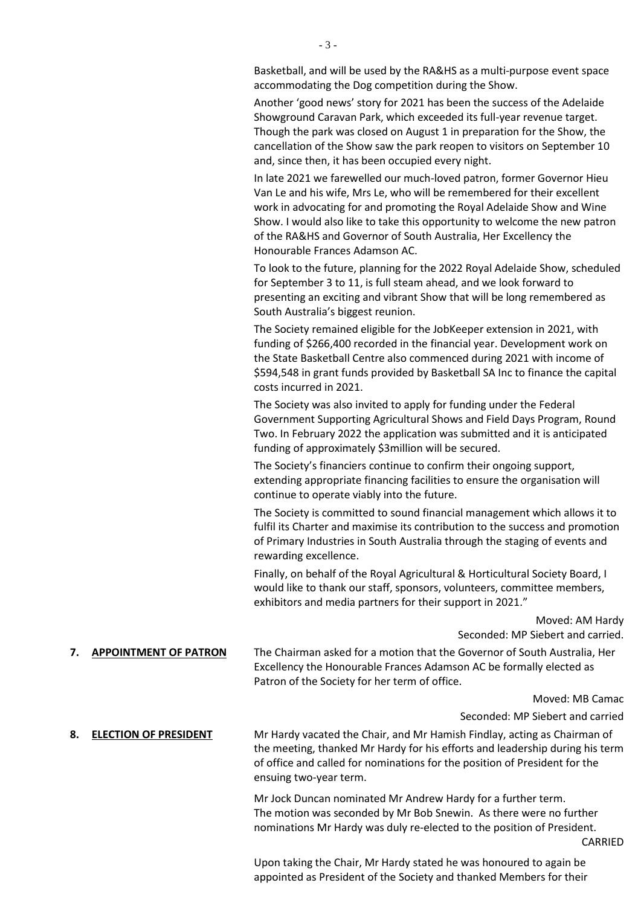Basketball, and will be used by the RA&HS as a multi-purpose event space accommodating the Dog competition during the Show.

Another 'good news' story for 2021 has been the success of the Adelaide Showground Caravan Park, which exceeded its full-year revenue target. Though the park was closed on August 1 in preparation for the Show, the cancellation of the Show saw the park reopen to visitors on September 10 and, since then, it has been occupied every night.

In late 2021 we farewelled our much-loved patron, former Governor Hieu Van Le and his wife, Mrs Le, who will be remembered for their excellent work in advocating for and promoting the Royal Adelaide Show and Wine Show. I would also like to take this opportunity to welcome the new patron of the RA&HS and Governor of South Australia, Her Excellency the Honourable Frances Adamson AC.

To look to the future, planning for the 2022 Royal Adelaide Show, scheduled for September 3 to 11, is full steam ahead, and we look forward to presenting an exciting and vibrant Show that will be long remembered as South Australia's biggest reunion.

The Society remained eligible for the JobKeeper extension in 2021, with funding of $266,400 recorded in the financial year. Development work on the State Basketball Centre also commenced during 2021 with income of $594,548 in grant funds provided by Basketball SA Inc to finance the capital costs incurred in 2021.

The Society was also invited to apply for funding under the Federal Government Supporting Agricultural Shows and Field Days Program, Round Two. In February 2022 the application was submitted and it is anticipated funding of approximately $3million will be secured.

The Society's financiers continue to confirm their ongoing support, extending appropriate financing facilities to ensure the organisation will continue to operate viably into the future.

The Society is committed to sound financial management which allows it to fulfil its Charter and maximise its contribution to the success and promotion of Primary Industries in South Australia through the staging of events and rewarding excellence.

Finally, on behalf of the Royal Agricultural & Horticultural Society Board, I would like to thank our staff, sponsors, volunteers, committee members, exhibitors and media partners for their support in 2021."

Moved: AM Hardy
Seconded: MP Siebert and carried.

**7. APPOINTMENT OF PATRON**

The Chairman asked for a motion that the Governor of South Australia, Her Excellency the Honourable Frances Adamson AC be formally elected as Patron of the Society for her term of office.

Moved: MB Camac
Seconded: MP Siebert and carried

**8. ELECTION OF PRESIDENT**

Mr Hardy vacated the Chair, and Mr Hamish Findlay, acting as Chairman of the meeting, thanked Mr Hardy for his efforts and leadership during his term of office and called for nominations for the position of President for the ensuing two-year term.

Mr Jock Duncan nominated Mr Andrew Hardy for a further term. The motion was seconded by Mr Bob Snewin. As there were no further nominations Mr Hardy was duly re-elected to the position of President.

CARRIED

Upon taking the Chair, Mr Hardy stated he was honoured to again be appointed as President of the Society and thanked Members for their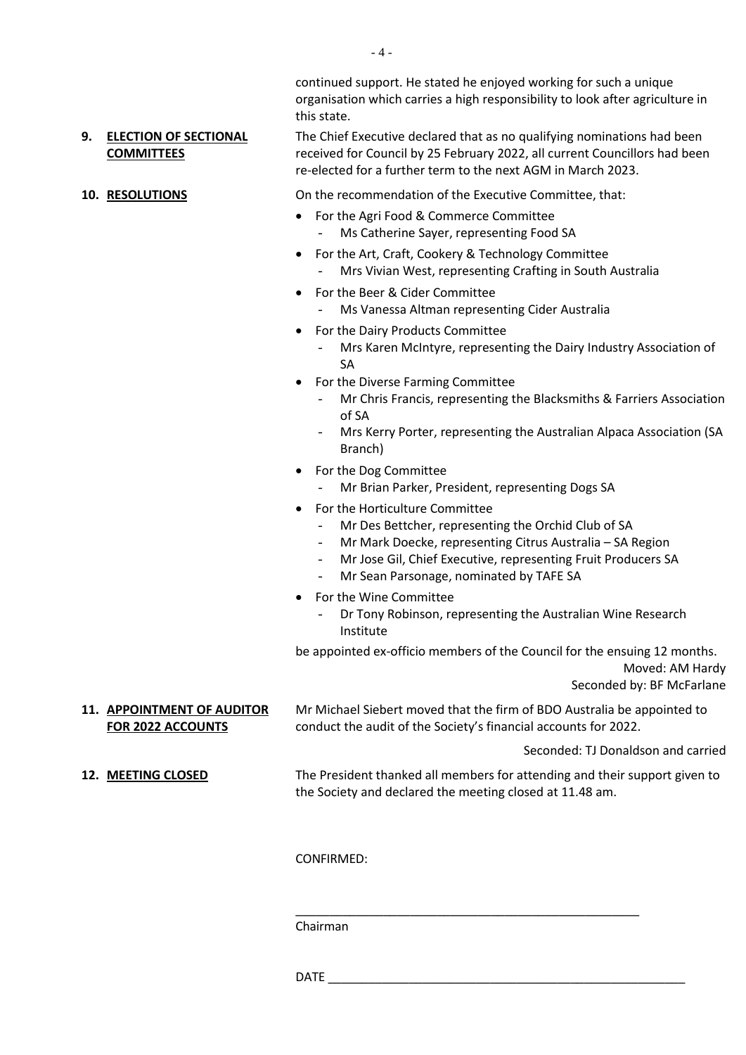continued support. He stated he enjoyed working for such a unique organisation which carries a high responsibility to look after agriculture in this state.

**9. ELECTION OF SECTIONAL COMMITTEES**

The Chief Executive declared that as no qualifying nominations had been received for Council by 25 February 2022, all current Councillors had been re-elected for a further term to the next AGM in March 2023.

**10. RESOLUTIONS**

On the recommendation of the Executive Committee, that:

- For the Agri Food & Commerce Committee
  - Ms Catherine Sayer, representing Food SA
- For the Art, Craft, Cookery & Technology Committee
  - Mrs Vivian West, representing Crafting in South Australia
- For the Beer & Cider Committee
  - Ms Vanessa Altman representing Cider Australia
- For the Dairy Products Committee
  - Mrs Karen McIntyre, representing the Dairy Industry Association of SA
- For the Diverse Farming Committee
  - Mr Chris Francis, representing the Blacksmiths & Farriers Association of SA
  - Mrs Kerry Porter, representing the Australian Alpaca Association (SA Branch)
- For the Dog Committee
  - Mr Brian Parker, President, representing Dogs SA
- For the Horticulture Committee
  - Mr Des Bettcher, representing the Orchid Club of SA
  - Mr Mark Doecke, representing Citrus Australia – SA Region
  - Mr Jose Gil, Chief Executive, representing Fruit Producers SA
  - Mr Sean Parsonage, nominated by TAFE SA
- For the Wine Committee
  - Dr Tony Robinson, representing the Australian Wine Research Institute

be appointed ex-officio members of the Council for the ensuing 12 months.

Moved: AM Hardy
Seconded by: BF McFarlane

**11. APPOINTMENT OF AUDITOR FOR 2022 ACCOUNTS**

Mr Michael Siebert moved that the firm of BDO Australia be appointed to conduct the audit of the Society's financial accounts for 2022.

Seconded: TJ Donaldson and carried

**12. MEETING CLOSED**

The President thanked all members for attending and their support given to the Society and declared the meeting closed at 11.48 am.

CONFIRMED:

\_\_\_\_\_\_\_\_\_\_\_\_\_\_\_\_\_\_\_\_\_\_\_\_\_\_\_\_\_\_\_\_\_\_\_\_\_\_\_\_\_\_\_\_\_\_\_\_

Chairman

DATE \_\_\_\_\_\_\_\_\_\_\_\_\_\_\_\_\_\_\_\_\_\_\_\_\_\_\_\_\_\_\_\_\_\_\_\_\_\_\_\_\_\_\_\_\_\_\_\_